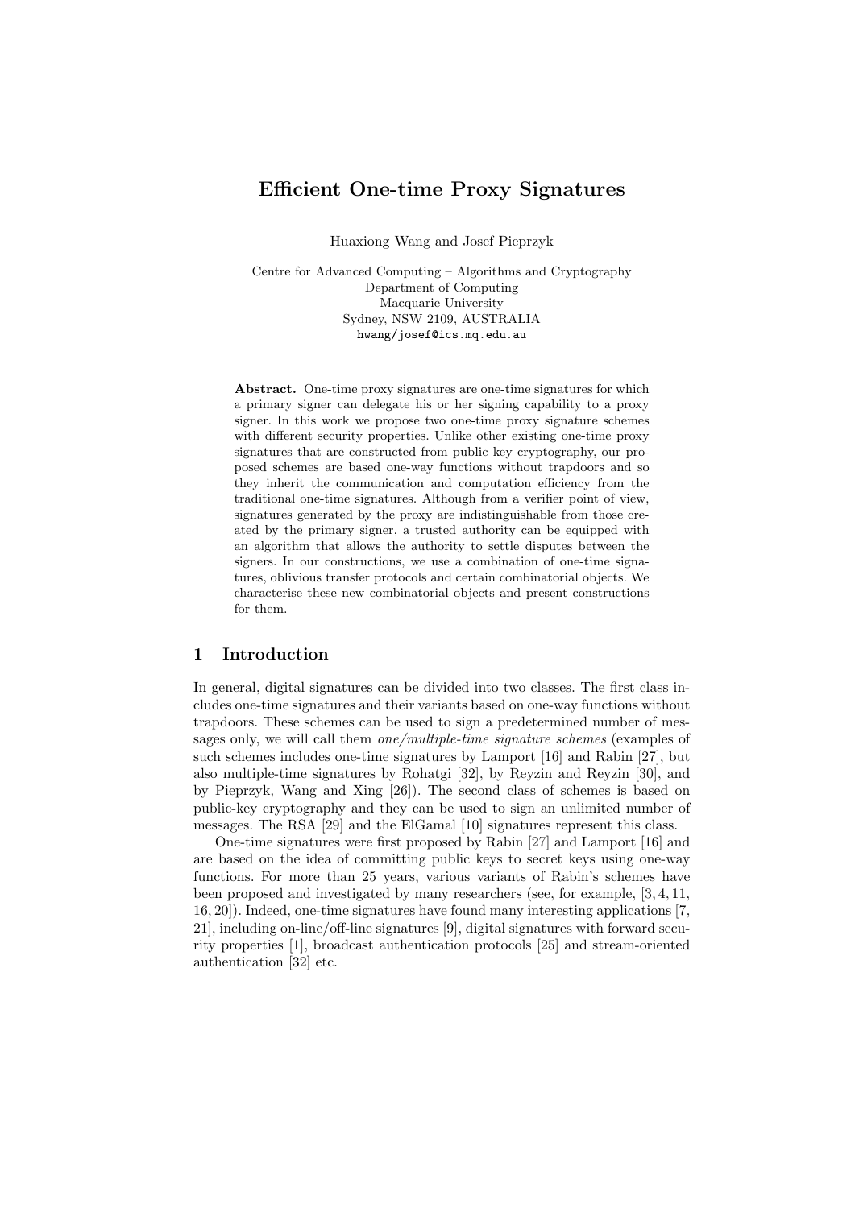# Efficient One-time Proxy Signatures

Huaxiong Wang and Josef Pieprzyk

Centre for Advanced Computing – Algorithms and Cryptography
Department of Computing
Macquarie University
Sydney, NSW 2109, AUSTRALIA
hwang/josef@ics.mq.edu.au

**Abstract.** One-time proxy signatures are one-time signatures for which a primary signer can delegate his or her signing capability to a proxy signer. In this work we propose two one-time proxy signature schemes with different security properties. Unlike other existing one-time proxy signatures that are constructed from public key cryptography, our proposed schemes are based one-way functions without trapdoors and so they inherit the communication and computation efficiency from the traditional one-time signatures. Although from a verifier point of view, signatures generated by the proxy are indistinguishable from those created by the primary signer, a trusted authority can be equipped with an algorithm that allows the authority to settle disputes between the signers. In our constructions, we use a combination of one-time signatures, oblivious transfer protocols and certain combinatorial objects. We characterise these new combinatorial objects and present constructions for them.

## 1 Introduction

In general, digital signatures can be divided into two classes. The first class includes one-time signatures and their variants based on one-way functions without trapdoors. These schemes can be used to sign a predetermined number of messages only, we will call them *one/multiple-time signature schemes* (examples of such schemes includes one-time signatures by Lamport [16] and Rabin [27], but also multiple-time signatures by Rohatgi [32], by Reyzin and Reyzin [30], and by Pieprzyk, Wang and Xing [26]). The second class of schemes is based on public-key cryptography and they can be used to sign an unlimited number of messages. The RSA [29] and the ElGamal [10] signatures represent this class.

One-time signatures were first proposed by Rabin [27] and Lamport [16] and are based on the idea of committing public keys to secret keys using one-way functions. For more than 25 years, various variants of Rabin's schemes have been proposed and investigated by many researchers (see, for example, [3, 4, 11, 16, 20]). Indeed, one-time signatures have found many interesting applications [7, 21], including on-line/off-line signatures [9], digital signatures with forward security properties [1], broadcast authentication protocols [25] and stream-oriented authentication [32] etc.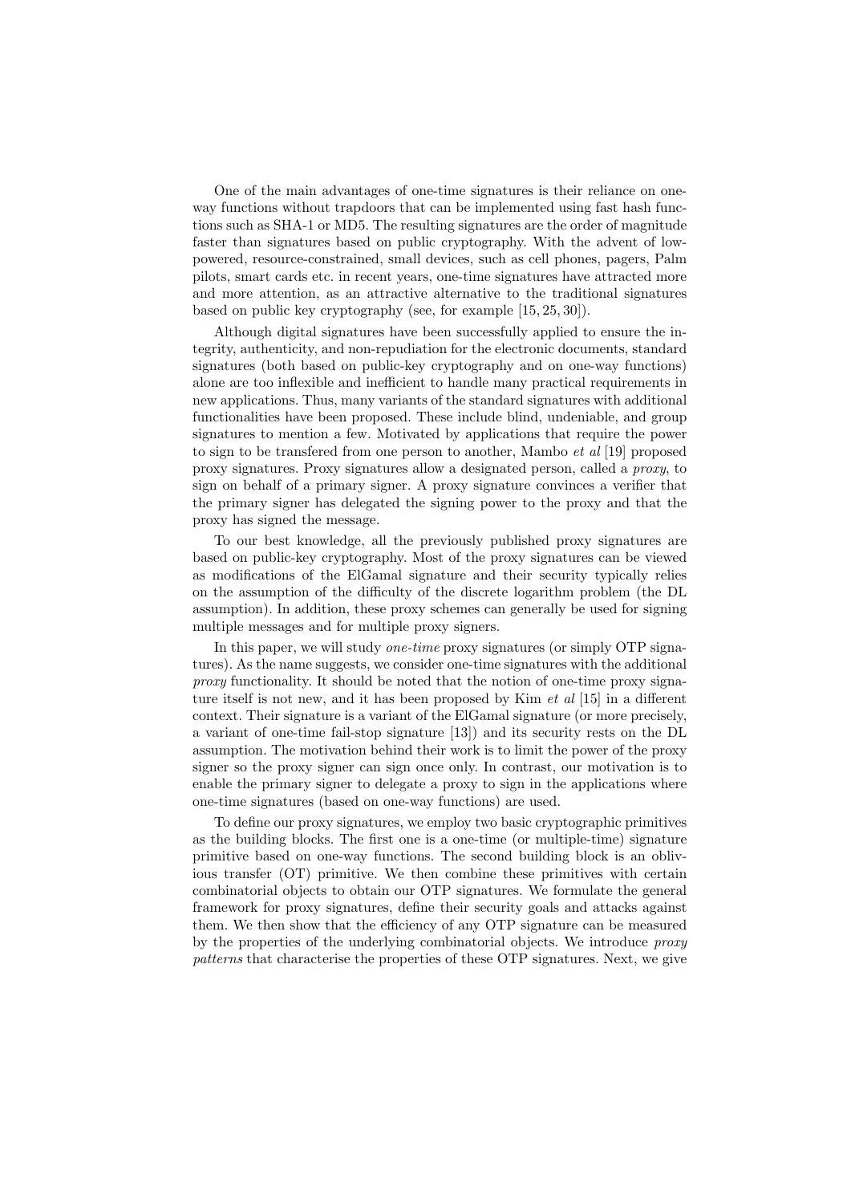One of the main advantages of one-time signatures is their reliance on one-way functions without trapdoors that can be implemented using fast hash functions such as SHA-1 or MD5. The resulting signatures are the order of magnitude faster than signatures based on public cryptography. With the advent of low-powered, resource-constrained, small devices, such as cell phones, pagers, Palm pilots, smart cards etc. in recent years, one-time signatures have attracted more and more attention, as an attractive alternative to the traditional signatures based on public key cryptography (see, for example [15, 25, 30]).

Although digital signatures have been successfully applied to ensure the integrity, authenticity, and non-repudiation for the electronic documents, standard signatures (both based on public-key cryptography and on one-way functions) alone are too inflexible and inefficient to handle many practical requirements in new applications. Thus, many variants of the standard signatures with additional functionalities have been proposed. These include blind, undeniable, and group signatures to mention a few. Motivated by applications that require the power to sign to be transfered from one person to another, Mambo *et al* [19] proposed proxy signatures. Proxy signatures allow a designated person, called a *proxy*, to sign on behalf of a primary signer. A proxy signature convinces a verifier that the primary signer has delegated the signing power to the proxy and that the proxy has signed the message.

To our best knowledge, all the previously published proxy signatures are based on public-key cryptography. Most of the proxy signatures can be viewed as modifications of the ElGamal signature and their security typically relies on the assumption of the difficulty of the discrete logarithm problem (the DL assumption). In addition, these proxy schemes can generally be used for signing multiple messages and for multiple proxy signers.

In this paper, we will study *one-time* proxy signatures (or simply OTP signatures). As the name suggests, we consider one-time signatures with the additional *proxy* functionality. It should be noted that the notion of one-time proxy signature itself is not new, and it has been proposed by Kim *et al* [15] in a different context. Their signature is a variant of the ElGamal signature (or more precisely, a variant of one-time fail-stop signature [13]) and its security rests on the DL assumption. The motivation behind their work is to limit the power of the proxy signer so the proxy signer can sign once only. In contrast, our motivation is to enable the primary signer to delegate a proxy to sign in the applications where one-time signatures (based on one-way functions) are used.

To define our proxy signatures, we employ two basic cryptographic primitives as the building blocks. The first one is a one-time (or multiple-time) signature primitive based on one-way functions. The second building block is an oblivious transfer (OT) primitive. We then combine these primitives with certain combinatorial objects to obtain our OTP signatures. We formulate the general framework for proxy signatures, define their security goals and attacks against them. We then show that the efficiency of any OTP signature can be measured by the properties of the underlying combinatorial objects. We introduce *proxy patterns* that characterise the properties of these OTP signatures. Next, we give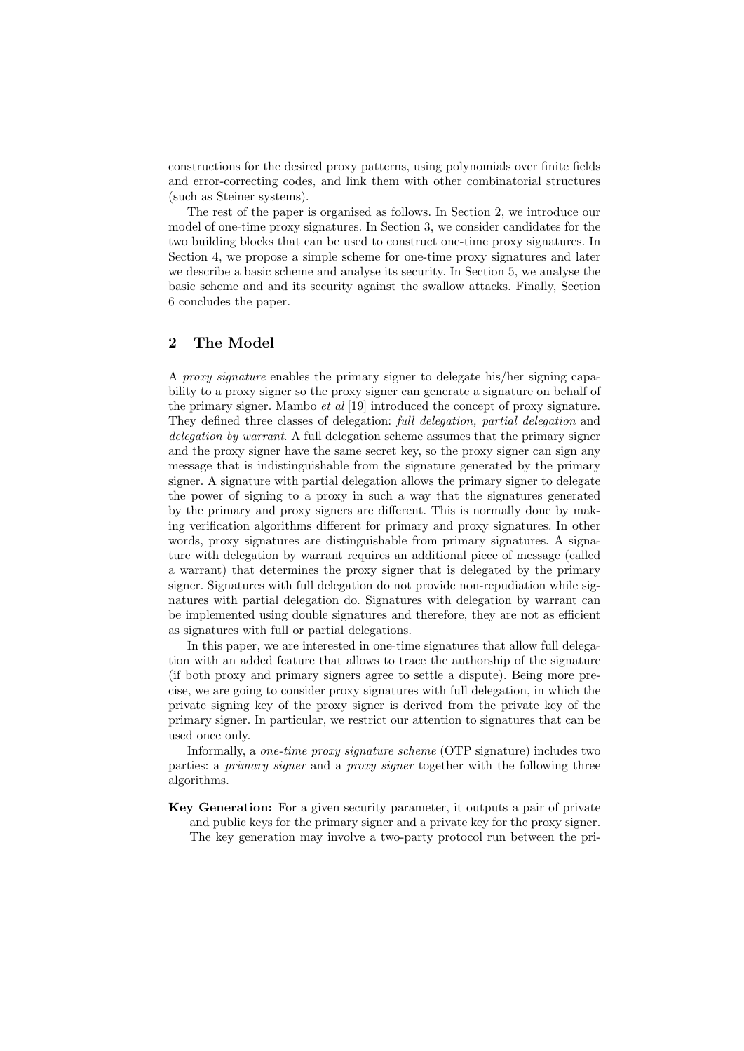constructions for the desired proxy patterns, using polynomials over finite fields and error-correcting codes, and link them with other combinatorial structures (such as Steiner systems).

The rest of the paper is organised as follows. In Section 2, we introduce our model of one-time proxy signatures. In Section 3, we consider candidates for the two building blocks that can be used to construct one-time proxy signatures. In Section 4, we propose a simple scheme for one-time proxy signatures and later we describe a basic scheme and analyse its security. In Section 5, we analyse the basic scheme and and its security against the swallow attacks. Finally, Section 6 concludes the paper.

## 2 The Model

A *proxy signature* enables the primary signer to delegate his/her signing capability to a proxy signer so the proxy signer can generate a signature on behalf of the primary signer. Mambo *et al* [19] introduced the concept of proxy signature. They defined three classes of delegation: *full delegation, partial delegation* and *delegation by warrant*. A full delegation scheme assumes that the primary signer and the proxy signer have the same secret key, so the proxy signer can sign any message that is indistinguishable from the signature generated by the primary signer. A signature with partial delegation allows the primary signer to delegate the power of signing to a proxy in such a way that the signatures generated by the primary and proxy signers are different. This is normally done by making verification algorithms different for primary and proxy signatures. In other words, proxy signatures are distinguishable from primary signatures. A signature with delegation by warrant requires an additional piece of message (called a warrant) that determines the proxy signer that is delegated by the primary signer. Signatures with full delegation do not provide non-repudiation while signatures with partial delegation do. Signatures with delegation by warrant can be implemented using double signatures and therefore, they are not as efficient as signatures with full or partial delegations.

In this paper, we are interested in one-time signatures that allow full delegation with an added feature that allows to trace the authorship of the signature (if both proxy and primary signers agree to settle a dispute). Being more precise, we are going to consider proxy signatures with full delegation, in which the private signing key of the proxy signer is derived from the private key of the primary signer. In particular, we restrict our attention to signatures that can be used once only.

Informally, a *one-time proxy signature scheme* (OTP signature) includes two parties: a *primary signer* and a *proxy signer* together with the following three algorithms.

**Key Generation:** For a given security parameter, it outputs a pair of private and public keys for the primary signer and a private key for the proxy signer. The key generation may involve a two-party protocol run between the pri-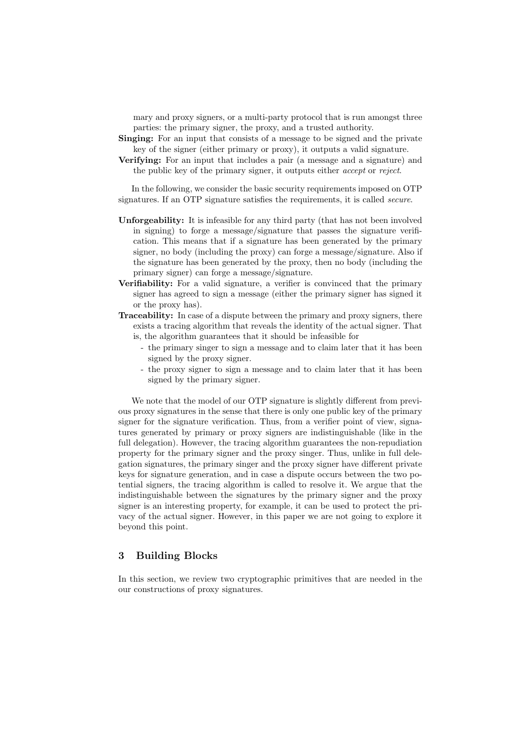mary and proxy signers, or a multi-party protocol that is run amongst three parties: the primary signer, the proxy, and a trusted authority.

**Singing:** For an input that consists of a message to be signed and the private key of the signer (either primary or proxy), it outputs a valid signature.

**Verifying:** For an input that includes a pair (a message and a signature) and the public key of the primary signer, it outputs either *accept* or *reject*.

In the following, we consider the basic security requirements imposed on OTP signatures. If an OTP signature satisfies the requirements, it is called *secure*.

**Unforgeability:** It is infeasible for any third party (that has not been involved in signing) to forge a message/signature that passes the signature verification. This means that if a signature has been generated by the primary signer, no body (including the proxy) can forge a message/signature. Also if the signature has been generated by the proxy, then no body (including the primary signer) can forge a message/signature.

**Verifiability:** For a valid signature, a verifier is convinced that the primary signer has agreed to sign a message (either the primary signer has signed it or the proxy has).

**Traceability:** In case of a dispute between the primary and proxy signers, there exists a tracing algorithm that reveals the identity of the actual signer. That is, the algorithm guarantees that it should be infeasible for

- the primary singer to sign a message and to claim later that it has been signed by the proxy signer.
- the proxy signer to sign a message and to claim later that it has been signed by the primary signer.

We note that the model of our OTP signature is slightly different from previous proxy signatures in the sense that there is only one public key of the primary signer for the signature verification. Thus, from a verifier point of view, signatures generated by primary or proxy signers are indistinguishable (like in the full delegation). However, the tracing algorithm guarantees the non-repudiation property for the primary signer and the proxy singer. Thus, unlike in full delegation signatures, the primary singer and the proxy signer have different private keys for signature generation, and in case a dispute occurs between the two potential signers, the tracing algorithm is called to resolve it. We argue that the indistinguishable between the signatures by the primary signer and the proxy signer is an interesting property, for example, it can be used to protect the privacy of the actual signer. However, in this paper we are not going to explore it beyond this point.

## 3 Building Blocks

In this section, we review two cryptographic primitives that are needed in the our constructions of proxy signatures.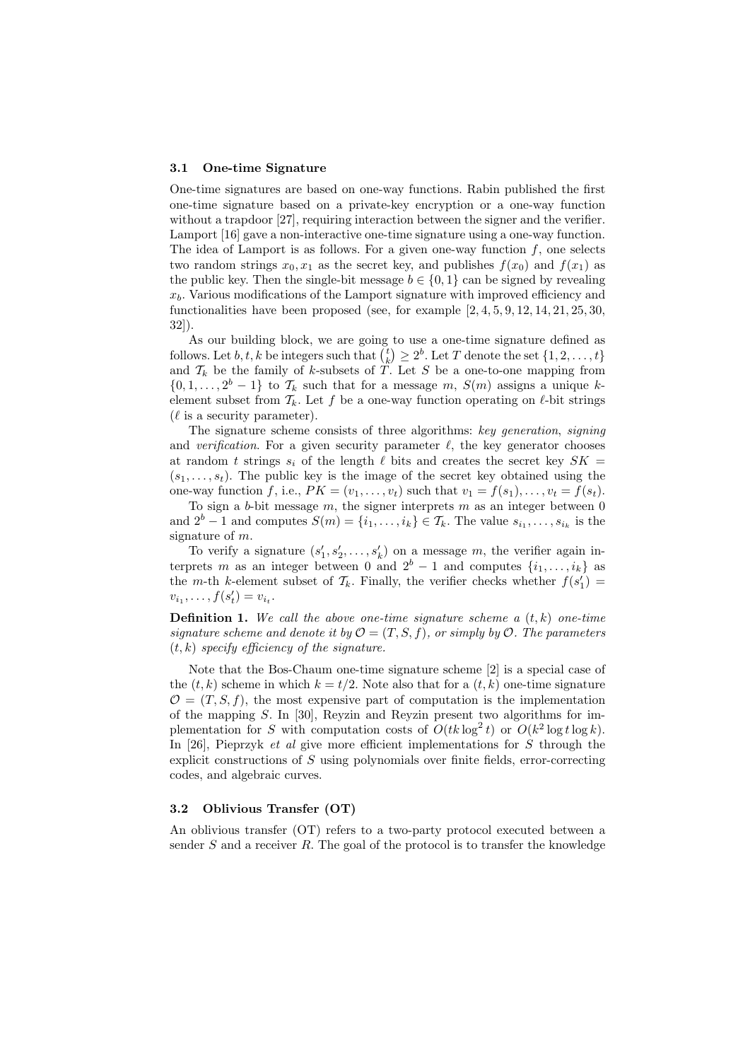### 3.1 One-time Signature

One-time signatures are based on one-way functions. Rabin published the first one-time signature based on a private-key encryption or a one-way function without a trapdoor [27], requiring interaction between the signer and the verifier. Lamport [16] gave a non-interactive one-time signature using a one-way function. The idea of Lamport is as follows. For a given one-way function $f$, one selects two random strings $x_0, x_1$ as the secret key, and publishes $f(x_0)$ and $f(x_1)$ as the public key. Then the single-bit message $b \in \{0, 1\}$ can be signed by revealing $x_b$. Various modifications of the Lamport signature with improved efficiency and functionalities have been proposed (see, for example [2, 4, 5, 9, 12, 14, 21, 25, 30, 32]).

As our building block, we are going to use a one-time signature defined as follows. Let $b, t, k$ be integers such that $\binom{t}{k} \geq 2^b$. Let $T$ denote the set $\{1, 2, \ldots, t\}$ and $\mathcal{T}_k$ be the family of $k$-subsets of $T$. Let $S$ be a one-to-one mapping from $\{0, 1, \ldots, 2^b - 1\}$ to $\mathcal{T}_k$ such that for a message $m$, $S(m)$ assigns a unique $k$-element subset from $\mathcal{T}_k$. Let $f$ be a one-way function operating on $\ell$-bit strings ($\ell$ is a security parameter).

The signature scheme consists of three algorithms: *key generation*, *signing* and *verification*. For a given security parameter $\ell$, the key generator chooses at random $t$ strings $s_i$ of the length $\ell$ bits and creates the secret key $SK = (s_1, \ldots, s_t)$. The public key is the image of the secret key obtained using the one-way function $f$, i.e., $PK = (v_1, \ldots, v_t)$ such that $v_1 = f(s_1), \ldots, v_t = f(s_t)$.

To sign a $b$-bit message $m$, the signer interprets $m$ as an integer between 0 and $2^b - 1$ and computes $S(m) = \{i_1, \ldots, i_k\} \in \mathcal{T}_k$. The value $s_{i_1}, \ldots, s_{i_k}$ is the signature of $m$.

To verify a signature $(s'_1, s'_2, \ldots, s'_k)$ on a message $m$, the verifier again interprets $m$ as an integer between 0 and $2^b - 1$ and computes $\{i_1, \ldots, i_k\}$ as the $m$-th $k$-element subset of $\mathcal{T}_k$. Finally, the verifier checks whether $f(s'_1) = v_{i_1}, \ldots, f(s'_t) = v_{i_t}$.

**Definition 1.** *We call the above one-time signature scheme a $(t, k)$ one-time signature scheme and denote it by $\mathcal{O} = (T, S, f)$, or simply by $\mathcal{O}$. The parameters $(t, k)$ specify efficiency of the signature.*

Note that the Bos-Chaum one-time signature scheme [2] is a special case of the $(t, k)$ scheme in which $k = t/2$. Note also that for a $(t, k)$ one-time signature $\mathcal{O} = (T, S, f)$, the most expensive part of computation is the implementation of the mapping $S$. In [30], Reyzin and Reyzin present two algorithms for implementation for $S$ with computation costs of $O(tk \log^2 t)$ or $O(k^2 \log t \log k)$. In [26], Pieprzyk *et al* give more efficient implementations for $S$ through the explicit constructions of $S$ using polynomials over finite fields, error-correcting codes, and algebraic curves.

### 3.2 Oblivious Transfer (OT)

An oblivious transfer (OT) refers to a two-party protocol executed between a sender $S$ and a receiver $R$. The goal of the protocol is to transfer the knowledge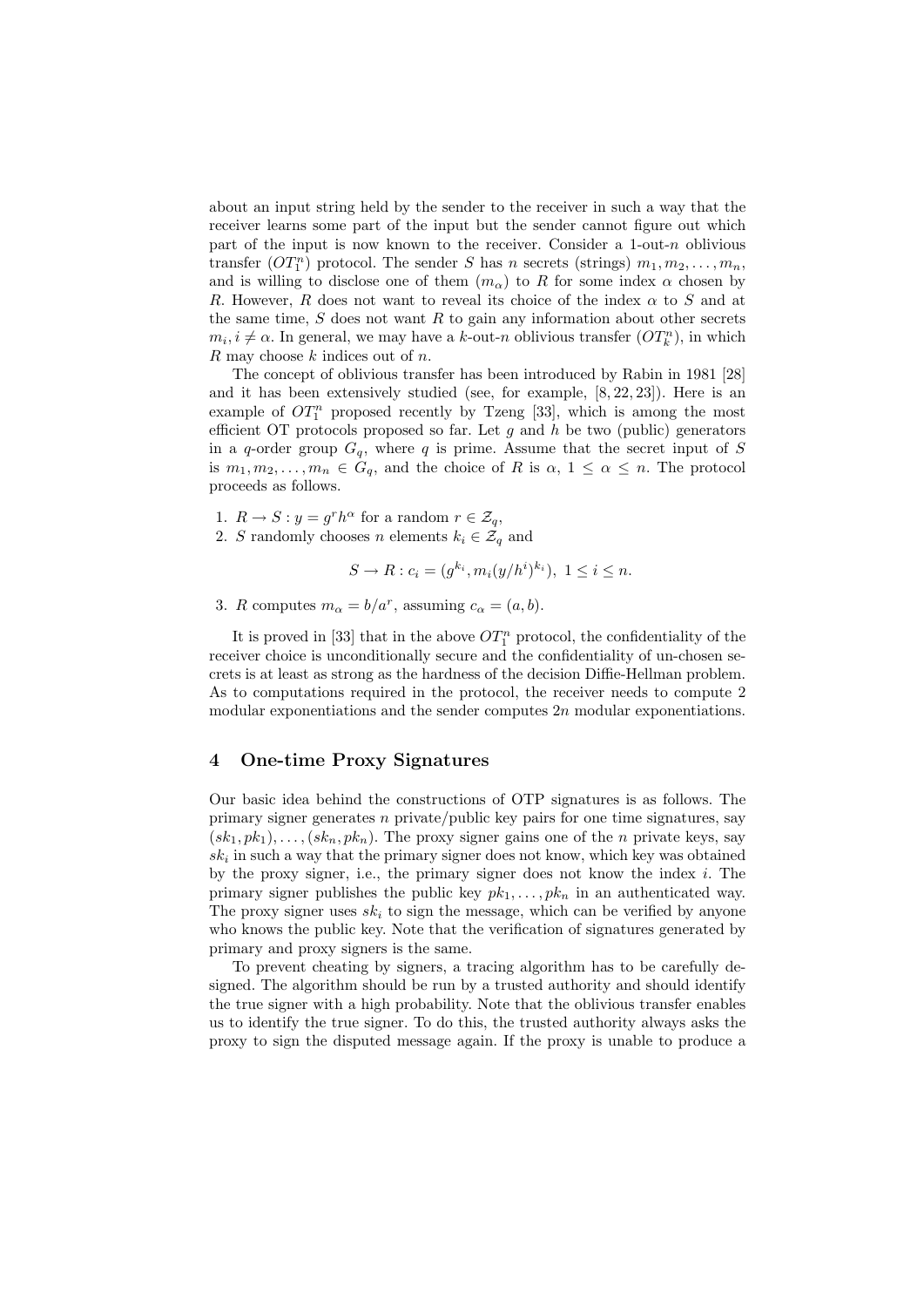about an input string held by the sender to the receiver in such a way that the receiver learns some part of the input but the sender cannot figure out which part of the input is now known to the receiver. Consider a 1-out-$n$ oblivious transfer ($OT_1^n$) protocol. The sender $S$ has $n$ secrets (strings) $m_1, m_2, \ldots, m_n$, and is willing to disclose one of them ($m_\alpha$) to $R$ for some index $\alpha$ chosen by $R$. However, $R$ does not want to reveal its choice of the index $\alpha$ to $S$ and at the same time, $S$ does not want $R$ to gain any information about other secrets $m_i, i \neq \alpha$. In general, we may have a $k$-out-$n$ oblivious transfer ($OT_k^n$), in which $R$ may choose $k$ indices out of $n$.

The concept of oblivious transfer has been introduced by Rabin in 1981 [28] and it has been extensively studied (see, for example, [8, 22, 23]). Here is an example of $OT_1^n$ proposed recently by Tzeng [33], which is among the most efficient OT protocols proposed so far. Let $g$ and $h$ be two (public) generators in a $q$-order group $G_q$, where $q$ is prime. Assume that the secret input of $S$ is $m_1, m_2, \ldots, m_n \in G_q$, and the choice of $R$ is $\alpha$, $1 \leq \alpha \leq n$. The protocol proceeds as follows.

1. $R \rightarrow S : y = g^r h^\alpha$ for a random $r \in \mathcal{Z}_q$,
2. $S$ randomly chooses $n$ elements $k_i \in \mathcal{Z}_q$ and
$$S \rightarrow R : c_i = (g^{k_i}, m_i (y/h^i)^{k_i}),\ 1 \leq i \leq n.$$
3. $R$ computes $m_\alpha = b/a^r$, assuming $c_\alpha = (a, b)$.

It is proved in [33] that in the above $OT_1^n$ protocol, the confidentiality of the receiver choice is unconditionally secure and the confidentiality of un-chosen secrets is at least as strong as the hardness of the decision Diffie-Hellman problem. As to computations required in the protocol, the receiver needs to compute 2 modular exponentiations and the sender computes $2n$ modular exponentiations.

## 4 One-time Proxy Signatures

Our basic idea behind the constructions of OTP signatures is as follows. The primary signer generates $n$ private/public key pairs for one time signatures, say $(sk_1, pk_1), \ldots, (sk_n, pk_n)$. The proxy signer gains one of the $n$ private keys, say $sk_i$ in such a way that the primary signer does not know, which key was obtained by the proxy signer, i.e., the primary signer does not know the index $i$. The primary signer publishes the public key $pk_1, \ldots, pk_n$ in an authenticated way. The proxy signer uses $sk_i$ to sign the message, which can be verified by anyone who knows the public key. Note that the verification of signatures generated by primary and proxy signers is the same.

To prevent cheating by signers, a tracing algorithm has to be carefully designed. The algorithm should be run by a trusted authority and should identify the true signer with a high probability. Note that the oblivious transfer enables us to identify the true signer. To do this, the trusted authority always asks the proxy to sign the disputed message again. If the proxy is unable to produce a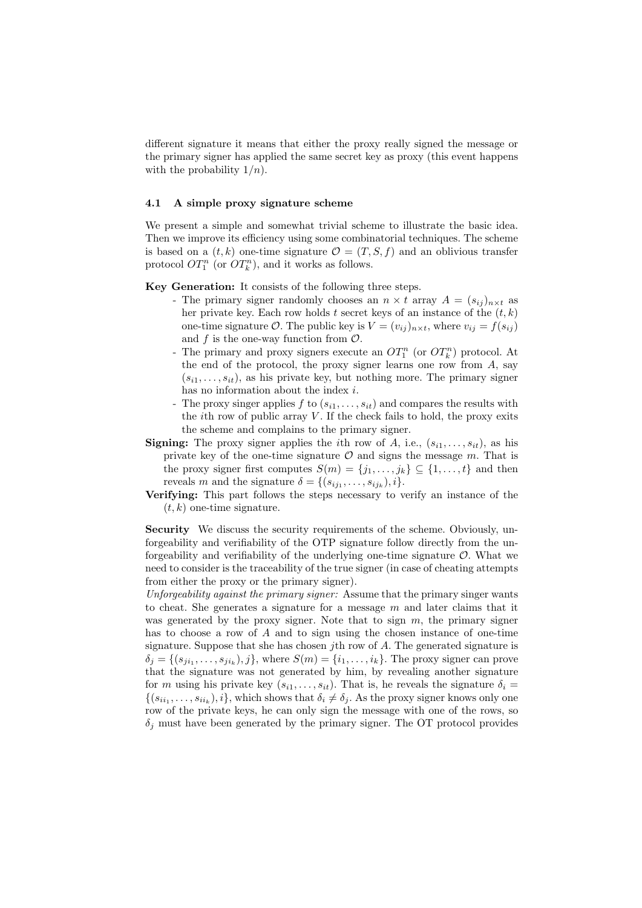different signature it means that either the proxy really signed the message or the primary signer has applied the same secret key as proxy (this event happens with the probability $1/n$).

### 4.1 A simple proxy signature scheme

We present a simple and somewhat trivial scheme to illustrate the basic idea. Then we improve its efficiency using some combinatorial techniques. The scheme is based on a $(t, k)$ one-time signature $\mathcal{O} = (T, S, f)$ and an oblivious transfer protocol $OT_1^n$ (or $OT_k^n$), and it works as follows.

**Key Generation:** It consists of the following three steps.

- The primary signer randomly chooses an $n \times t$ array $A = (s_{ij})_{n \times t}$ as her private key. Each row holds $t$ secret keys of an instance of the $(t, k)$ one-time signature $\mathcal{O}$. The public key is $V = (v_{ij})_{n \times t}$, where $v_{ij} = f(s_{ij})$ and $f$ is the one-way function from $\mathcal{O}$.
- The primary and proxy signers execute an $OT_1^n$ (or $OT_k^n$) protocol. At the end of the protocol, the proxy signer learns one row from $A$, say $(s_{i1}, \ldots, s_{it})$, as his private key, but nothing more. The primary signer has no information about the index $i$.
- The proxy singer applies $f$ to $(s_{i1}, \ldots, s_{it})$ and compares the results with the $i$th row of public array $V$. If the check fails to hold, the proxy exits the scheme and complains to the primary signer.

**Signing:** The proxy signer applies the $i$th row of $A$, i.e., $(s_{i1}, \ldots, s_{it})$, as his private key of the one-time signature $\mathcal{O}$ and signs the message $m$. That is the proxy signer first computes $S(m) = \{j_1, \ldots, j_k\} \subseteq \{1, \ldots, t\}$ and then reveals $m$ and the signature $\delta = \{(s_{ij_1}, \ldots, s_{ij_k}), i\}$.

**Verifying:** This part follows the steps necessary to verify an instance of the $(t, k)$ one-time signature.

**Security** We discuss the security requirements of the scheme. Obviously, unforgeability and verifiability of the OTP signature follow directly from the unforgeability and verifiability of the underlying one-time signature $\mathcal{O}$. What we need to consider is the traceability of the true signer (in case of cheating attempts from either the proxy or the primary signer).

*Unforgeability against the primary signer:* Assume that the primary singer wants to cheat. She generates a signature for a message $m$ and later claims that it was generated by the proxy signer. Note that to sign $m$, the primary signer has to choose a row of $A$ and to sign using the chosen instance of one-time signature. Suppose that she has chosen $j$th row of $A$. The generated signature is $\delta_j = \{(s_{ji_1}, \ldots, s_{ji_k}), j\}$, where $S(m) = \{i_1, \ldots, i_k\}$. The proxy signer can prove that the signature was not generated by him, by revealing another signature for $m$ using his private key $(s_{i1}, \ldots, s_{it})$. That is, he reveals the signature $\delta_i = \{(s_{ii_1}, \ldots, s_{ii_k}), i\}$, which shows that $\delta_i \neq \delta_j$. As the proxy signer knows only one row of the private keys, he can only sign the message with one of the rows, so $\delta_j$ must have been generated by the primary signer. The OT protocol provides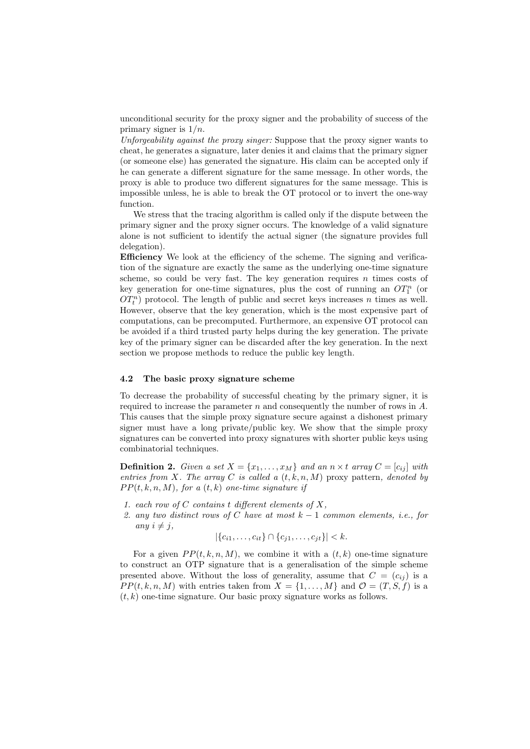unconditional security for the proxy signer and the probability of success of the primary signer is $1/n$.

*Unforgeability against the proxy singer:* Suppose that the proxy signer wants to cheat, he generates a signature, later denies it and claims that the primary signer (or someone else) has generated the signature. His claim can be accepted only if he can generate a different signature for the same message. In other words, the proxy is able to produce two different signatures for the same message. This is impossible unless, he is able to break the OT protocol or to invert the one-way function.

We stress that the tracing algorithm is called only if the dispute between the primary signer and the proxy signer occurs. The knowledge of a valid signature alone is not sufficient to identify the actual signer (the signature provides full delegation).

**Efficiency** We look at the efficiency of the scheme. The signing and verification of the signature are exactly the same as the underlying one-time signature scheme, so could be very fast. The key generation requires $n$ times costs of key generation for one-time signatures, plus the cost of running an $OT_1^n$ (or $OT_t^n$) protocol. The length of public and secret keys increases $n$ times as well. However, observe that the key generation, which is the most expensive part of computations, can be precomputed. Furthermore, an expensive OT protocol can be avoided if a third trusted party helps during the key generation. The private key of the primary signer can be discarded after the key generation. In the next section we propose methods to reduce the public key length.

### 4.2 The basic proxy signature scheme

To decrease the probability of successful cheating by the primary signer, it is required to increase the parameter $n$ and consequently the number of rows in $A$. This causes that the simple proxy signature secure against a dishonest primary signer must have a long private/public key. We show that the simple proxy signatures can be converted into proxy signatures with shorter public keys using combinatorial techniques.

**Definition 2.** *Given a set $X = \{x_1, \dots, x_M\}$ and an $n \times t$ array $C = [c_{ij}]$ with entries from $X$. The array $C$ is called a $(t, k, n, M)$* proxy pattern, *denoted by $PP(t, k, n, M)$, for a $(t, k)$ one-time signature if*

1. *each row of $C$ contains $t$ different elements of $X$,*
2. *any two distinct rows of $C$ have at most $k - 1$ common elements, i.e., for any $i \neq j$,*

$$|\{c_{i1}, \dots, c_{it}\} \cap \{c_{j1}, \dots, c_{jt}\}| < k.$$

For a given $PP(t, k, n, M)$, we combine it with a $(t, k)$ one-time signature to construct an OTP signature that is a generalisation of the simple scheme presented above. Without the loss of generality, assume that $C = (c_{ij})$ is a $PP(t, k, n, M)$ with entries taken from $X = \{1, \dots, M\}$ and $\mathcal{O} = (T, S, f)$ is a $(t, k)$ one-time signature. Our basic proxy signature works as follows.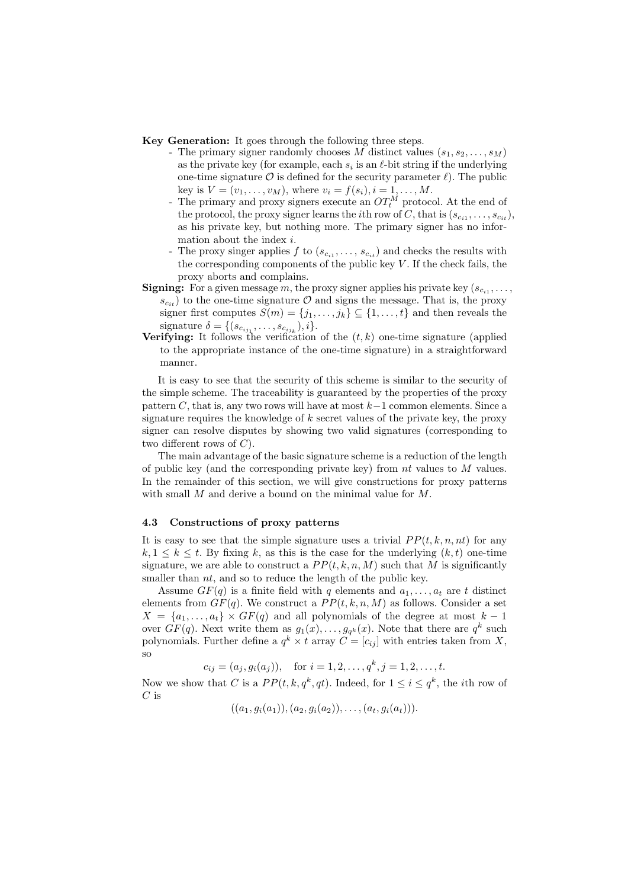**Key Generation:** It goes through the following three steps.

- The primary signer randomly chooses $M$ distinct values $(s_1, s_2, \ldots, s_M)$ as the private key (for example, each $s_i$ is an $\ell$-bit string if the underlying one-time signature $\mathcal{O}$ is defined for the security parameter $\ell$). The public key is $V = (v_1, \ldots, v_M)$, where $v_i = f(s_i), i = 1, \ldots, M$.
- The primary and proxy signers execute an $OT_t^M$ protocol. At the end of the protocol, the proxy signer learns the $i$th row of $C$, that is $(s_{c_{i1}}, \ldots, s_{c_{it}})$, as his private key, but nothing more. The primary signer has no information about the index $i$.
- The proxy singer applies $f$ to $(s_{c_{i1}}, \ldots, s_{c_{it}})$ and checks the results with the corresponding components of the public key $V$. If the check fails, the proxy aborts and complains.

**Signing:** For a given message $m$, the proxy signer applies his private key $(s_{c_{i1}}, \ldots, s_{c_{it}})$ to the one-time signature $\mathcal{O}$ and signs the message. That is, the proxy signer first computes $S(m) = \{j_1, \ldots, j_k\} \subseteq \{1, \ldots, t\}$ and then reveals the signature $\delta = \{(s_{c_{ij_1}}, \ldots, s_{c_{ij_k}}), i\}$.

**Verifying:** It follows the verification of the $(t, k)$ one-time signature (applied to the appropriate instance of the one-time signature) in a straightforward manner.

It is easy to see that the security of this scheme is similar to the security of the simple scheme. The traceability is guaranteed by the properties of the proxy pattern $C$, that is, any two rows will have at most $k-1$ common elements. Since a signature requires the knowledge of $k$ secret values of the private key, the proxy signer can resolve disputes by showing two valid signatures (corresponding to two different rows of $C$).

The main advantage of the basic signature scheme is a reduction of the length of public key (and the corresponding private key) from $nt$ values to $M$ values. In the remainder of this section, we will give constructions for proxy patterns with small $M$ and derive a bound on the minimal value for $M$.

### 4.3 Constructions of proxy patterns

It is easy to see that the simple signature uses a trivial $PP(t, k, n, nt)$ for any $k, 1 \leq k \leq t$. By fixing $k$, as this is the case for the underlying $(k, t)$ one-time signature, we are able to construct a $PP(t, k, n, M)$ such that $M$ is significantly smaller than $nt$, and so to reduce the length of the public key.

Assume $GF(q)$ is a finite field with $q$ elements and $a_1, \ldots, a_t$ are $t$ distinct elements from $GF(q)$. We construct a $PP(t, k, n, M)$ as follows. Consider a set $X = \{a_1, \ldots, a_t\} \times GF(q)$ and all polynomials of the degree at most $k-1$ over $GF(q)$. Next write them as $g_1(x), \ldots, g_{q^k}(x)$. Note that there are $q^k$ such polynomials. Further define a $q^k \times t$ array $C = [c_{ij}]$ with entries taken from $X$, so

$$c_{ij} = (a_j, g_i(a_j)), \quad \text{for } i = 1, 2, \ldots, q^k, j = 1, 2, \ldots, t.$$

Now we show that $C$ is a $PP(t, k, q^k, qt)$. Indeed, for $1 \leq i \leq q^k$, the $i$th row of $C$ is

$$((a_1, g_i(a_1)), (a_2, g_i(a_2)), \ldots, (a_t, g_i(a_t))).$$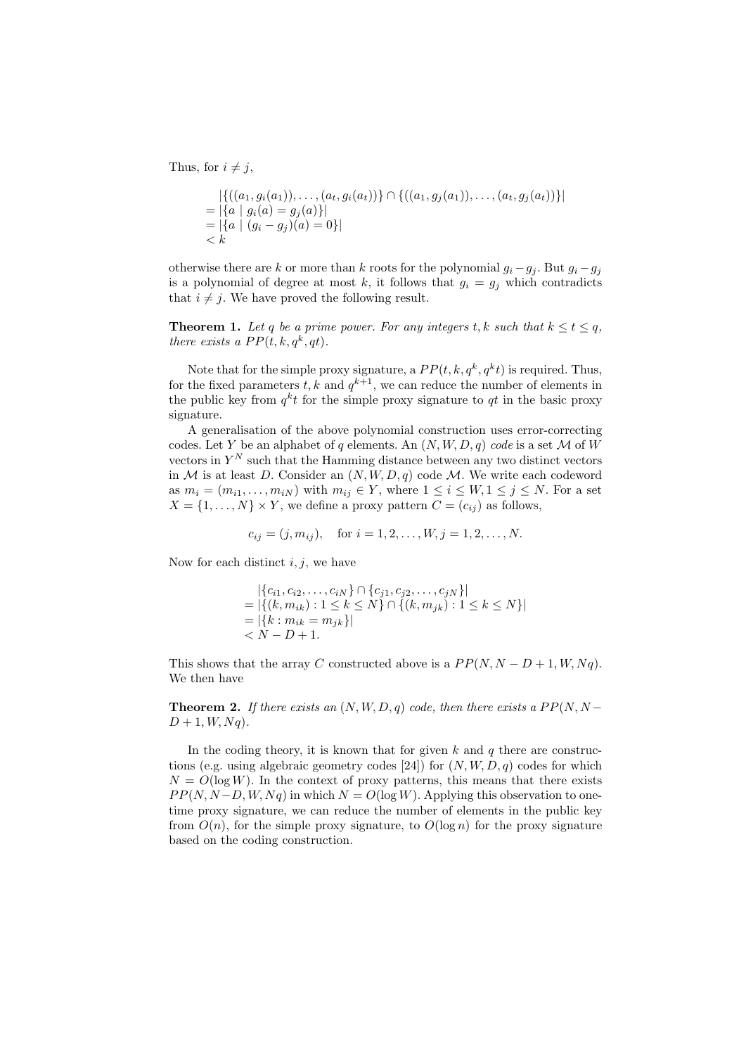Thus, for $i \neq j$,

$$
\begin{aligned}
&|\{((a_1, g_i(a_1)), \ldots, (a_t, g_i(a_t))\} \cap \{((a_1, g_j(a_1)), \ldots, (a_t, g_j(a_t))\}| \\
&= |\{a \mid g_i(a) = g_j(a)\}| \\
&= |\{a \mid (g_i - g_j)(a) = 0\}| \\
&< k
\end{aligned}
$$

otherwise there are $k$ or more than $k$ roots for the polynomial $g_i - g_j$. But $g_i - g_j$ is a polynomial of degree at most $k$, it follows that $g_i = g_j$ which contradicts that $i \neq j$. We have proved the following result.

**Theorem 1.** *Let $q$ be a prime power. For any integers $t, k$ such that $k \leq t \leq q$, there exists a $PP(t, k, q^k, qt)$.*

Note that for the simple proxy signature, a $PP(t, k, q^k, q^k t)$ is required. Thus, for the fixed parameters $t, k$ and $q^{k+1}$, we can reduce the number of elements in the public key from $q^k t$ for the simple proxy signature to $qt$ in the basic proxy signature.

A generalisation of the above polynomial construction uses error-correcting codes. Let $Y$ be an alphabet of $q$ elements. An $(N, W, D, q)$ *code* is a set $\mathcal{M}$ of $W$ vectors in $Y^N$ such that the Hamming distance between any two distinct vectors in $\mathcal{M}$ is at least $D$. Consider an $(N, W, D, q)$ code $\mathcal{M}$. We write each codeword as $m_i = (m_{i1}, \ldots, m_{iN})$ with $m_{ij} \in Y$, where $1 \leq i \leq W, 1 \leq j \leq N$. For a set $X = \{1, \ldots, N\} \times Y$, we define a proxy pattern $C = (c_{ij})$ as follows,

$$
c_{ij} = (j, m_{ij}), \quad \text{for } i = 1, 2, \ldots, W, j = 1, 2, \ldots, N.
$$

Now for each distinct $i, j$, we have

$$
\begin{aligned}
&|\{c_{i1}, c_{i2}, \ldots, c_{iN}\} \cap \{c_{j1}, c_{j2}, \ldots, c_{jN}\}| \\
&= |\{(k, m_{ik}) : 1 \leq k \leq N\} \cap \{(k, m_{jk}) : 1 \leq k \leq N\}| \\
&= |\{k : m_{ik} = m_{jk}\}| \\
&< N - D + 1.
\end{aligned}
$$

This shows that the array $C$ constructed above is a $PP(N, N - D + 1, W, Nq)$. We then have

**Theorem 2.** *If there exists an $(N, W, D, q)$ code, then there exists a $PP(N, N - D + 1, W, Nq)$.*

In the coding theory, it is known that for given $k$ and $q$ there are constructions (e.g. using algebraic geometry codes [24]) for $(N, W, D, q)$ codes for which $N = O(\log W)$. In the context of proxy patterns, this means that there exists $PP(N, N - D, W, Nq)$ in which $N = O(\log W)$. Applying this observation to one-time proxy signature, we can reduce the number of elements in the public key from $O(n)$, for the simple proxy signature, to $O(\log n)$ for the proxy signature based on the coding construction.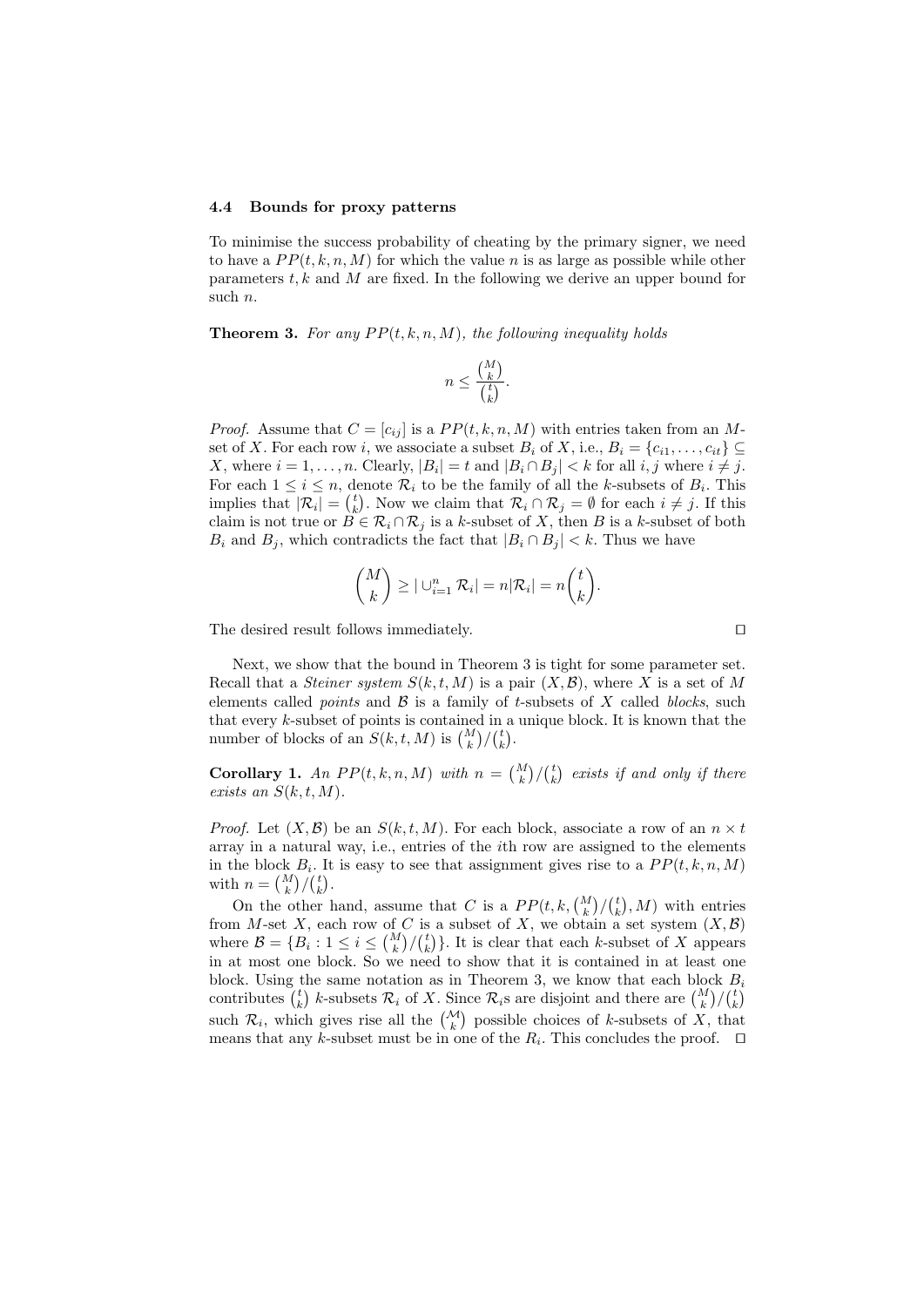### 4.4 Bounds for proxy patterns

To minimise the success probability of cheating by the primary signer, we need to have a $PP(t, k, n, M)$ for which the value $n$ is as large as possible while other parameters $t, k$ and $M$ are fixed. In the following we derive an upper bound for such $n$.

**Theorem 3.** *For any $PP(t, k, n, M)$, the following inequality holds*

$$n \leq \frac{\binom{M}{k}}{\binom{t}{k}}.$$

*Proof.* Assume that $C = [c_{ij}]$ is a $PP(t, k, n, M)$ with entries taken from an $M$-set of $X$. For each row $i$, we associate a subset $B_i$ of $X$, i.e., $B_i = \{c_{i1}, \ldots, c_{it}\} \subseteq X$, where $i = 1, \ldots, n$. Clearly, $|B_i| = t$ and $|B_i \cap B_j| < k$ for all $i, j$ where $i \neq j$. For each $1 \leq i \leq n$, denote $\mathcal{R}_i$ to be the family of all the $k$-subsets of $B_i$. This implies that $|\mathcal{R}_i| = \binom{t}{k}$. Now we claim that $\mathcal{R}_i \cap \mathcal{R}_j = \emptyset$ for each $i \neq j$. If this claim is not true or $B \in \mathcal{R}_i \cap \mathcal{R}_j$ is a $k$-subset of $X$, then $B$ is a $k$-subset of both $B_i$ and $B_j$, which contradicts the fact that $|B_i \cap B_j| < k$. Thus we have

$$\binom{M}{k} \geq |\cup_{i=1}^{n} \mathcal{R}_i| = n|\mathcal{R}_i| = n\binom{t}{k}.$$

The desired result follows immediately. □

Next, we show that the bound in Theorem 3 is tight for some parameter set. Recall that a *Steiner system* $S(k, t, M)$ is a pair $(X, \mathcal{B})$, where $X$ is a set of $M$ elements called *points* and $\mathcal{B}$ is a family of $t$-subsets of $X$ called *blocks*, such that every $k$-subset of points is contained in a unique block. It is known that the number of blocks of an $S(k, t, M)$ is $\binom{M}{k}/\binom{t}{k}$.

**Corollary 1.** *An $PP(t, k, n, M)$ with $n = \binom{M}{k}/\binom{t}{k}$ exists if and only if there exists an $S(k, t, M)$.*

*Proof.* Let $(X, \mathcal{B})$ be an $S(k, t, M)$. For each block, associate a row of an $n \times t$ array in a natural way, i.e., entries of the $i$th row are assigned to the elements in the block $B_i$. It is easy to see that assignment gives rise to a $PP(t, k, n, M)$ with $n = \binom{M}{k}/\binom{t}{k}$.

On the other hand, assume that $C$ is a $PP(t, k, \binom{M}{k}/\binom{t}{k}, M)$ with entries from $M$-set $X$, each row of $C$ is a subset of $X$, we obtain a set system $(X, \mathcal{B})$ where $\mathcal{B} = \{B_i : 1 \leq i \leq \binom{M}{k}/\binom{t}{k}\}$. It is clear that each $k$-subset of $X$ appears in at most one block. So we need to show that it is contained in at least one block. Using the same notation as in Theorem 3, we know that each block $B_i$ contributes $\binom{t}{k}$ $k$-subsets $\mathcal{R}_i$ of $X$. Since $\mathcal{R}_i$s are disjoint and there are $\binom{M}{k}/\binom{t}{k}$ such $\mathcal{R}_i$, which gives rise all the $\binom{\mathcal{M}}{k}$ possible choices of $k$-subsets of $X$, that means that any $k$-subset must be in one of the $R_i$. This concludes the proof. □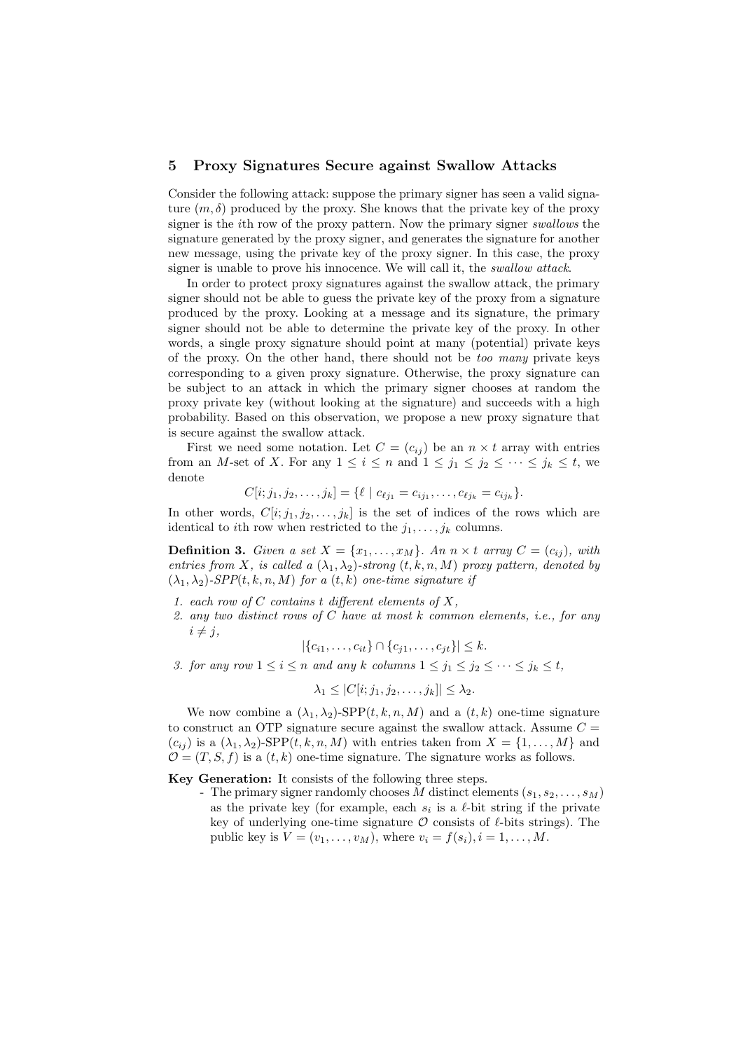## 5 Proxy Signatures Secure against Swallow Attacks

Consider the following attack: suppose the primary signer has seen a valid signature $(m, \delta)$ produced by the proxy. She knows that the private key of the proxy signer is the $i$th row of the proxy pattern. Now the primary signer *swallows* the signature generated by the proxy signer, and generates the signature for another new message, using the private key of the proxy signer. In this case, the proxy signer is unable to prove his innocence. We will call it, the *swallow attack*.

In order to protect proxy signatures against the swallow attack, the primary signer should not be able to guess the private key of the proxy from a signature produced by the proxy. Looking at a message and its signature, the primary signer should not be able to determine the private key of the proxy. In other words, a single proxy signature should point at many (potential) private keys of the proxy. On the other hand, there should not be *too many* private keys corresponding to a given proxy signature. Otherwise, the proxy signature can be subject to an attack in which the primary signer chooses at random the proxy private key (without looking at the signature) and succeeds with a high probability. Based on this observation, we propose a new proxy signature that is secure against the swallow attack.

First we need some notation. Let $C = (c_{ij})$ be an $n \times t$ array with entries from an $M$-set of $X$. For any $1 \leq i \leq n$ and $1 \leq j_1 \leq j_2 \leq \cdots \leq j_k \leq t$, we denote

$$C[i; j_1, j_2, \ldots, j_k] = \{\ell \mid c_{\ell j_1} = c_{ij_1}, \ldots, c_{\ell j_k} = c_{ij_k}\}.$$

In other words, $C[i; j_1, j_2, \ldots, j_k]$ is the set of indices of the rows which are identical to $i$th row when restricted to the $j_1, \ldots, j_k$ columns.

**Definition 3.** *Given a set $X = \{x_1, \ldots, x_M\}$. An $n \times t$ array $C = (c_{ij})$, with entries from $X$, is called a $(\lambda_1, \lambda_2)$-strong $(t, k, n, M)$ proxy pattern, denoted by $(\lambda_1, \lambda_2)$-SPP$(t, k, n, M)$ for a $(t, k)$ one-time signature if*

1. *each row of $C$ contains $t$ different elements of $X$,*
2. *any two distinct rows of $C$ have at most $k$ common elements, i.e., for any $i \neq j$,*
$$|\{c_{i1}, \ldots, c_{it}\} \cap \{c_{j1}, \ldots, c_{jt}\}| \leq k.$$
3. *for any row $1 \leq i \leq n$ and any $k$ columns $1 \leq j_1 \leq j_2 \leq \cdots \leq j_k \leq t$,*
$$\lambda_1 \leq |C[i; j_1, j_2, \ldots, j_k]| \leq \lambda_2.$$

We now combine a $(\lambda_1, \lambda_2)$-SPP$(t, k, n, M)$ and a $(t, k)$ one-time signature to construct an OTP signature secure against the swallow attack. Assume $C = (c_{ij})$ is a $(\lambda_1, \lambda_2)$-SPP$(t, k, n, M)$ with entries taken from $X = \{1, \ldots, M\}$ and $\mathcal{O} = (T, S, f)$ is a $(t, k)$ one-time signature. The signature works as follows.

**Key Generation:** It consists of the following three steps.

- The primary signer randomly chooses $M$ distinct elements $(s_1, s_2, \ldots, s_M)$ as the private key (for example, each $s_i$ is a $\ell$-bit string if the private key of underlying one-time signature $\mathcal{O}$ consists of $\ell$-bits strings). The public key is $V = (v_1, \ldots, v_M)$, where $v_i = f(s_i), i = 1, \ldots, M$.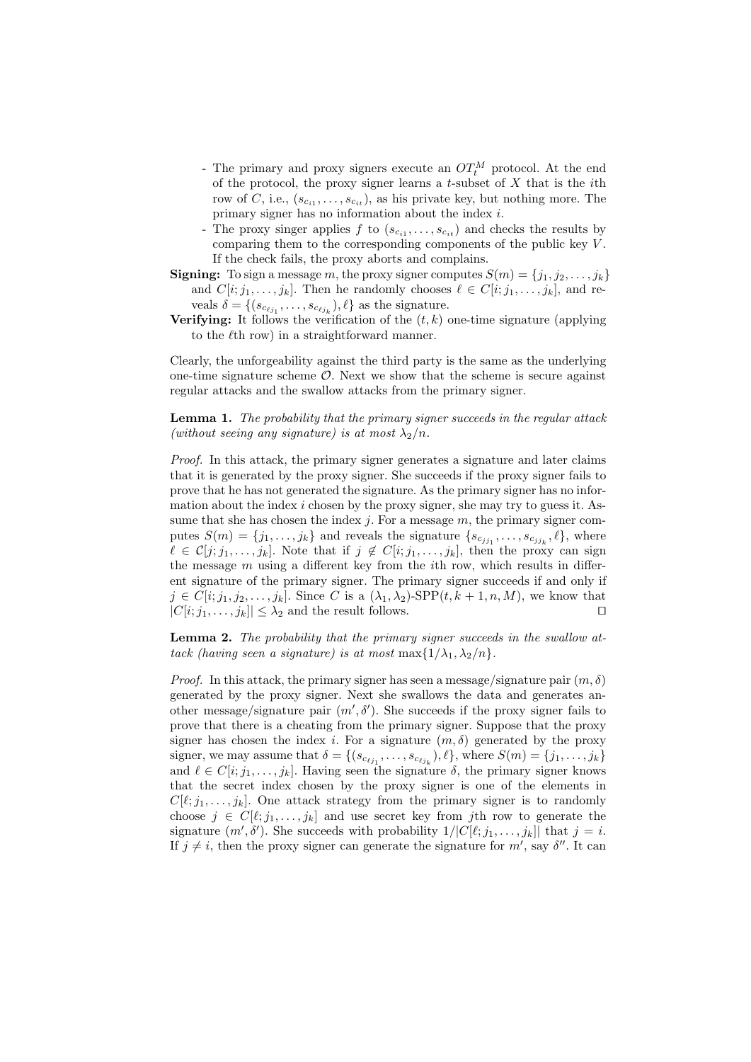- The primary and proxy signers execute an $OT_t^M$ protocol. At the end of the protocol, the proxy signer learns a $t$-subset of $X$ that is the $i$th row of $C$, i.e., $(s_{c_{i1}}, \ldots, s_{c_{it}})$, as his private key, but nothing more. The primary signer has no information about the index $i$.
- The proxy singer applies $f$ to $(s_{c_{i1}}, \ldots, s_{c_{it}})$ and checks the results by comparing them to the corresponding components of the public key $V$. If the check fails, the proxy aborts and complains.

**Signing:** To sign a message $m$, the proxy signer computes $S(m) = \{j_1, j_2, \ldots, j_k\}$ and $C[i; j_1, \ldots, j_k]$. Then he randomly chooses $\ell \in C[i; j_1, \ldots, j_k]$, and reveals $\delta = \{(s_{c_{\ell j_1}}, \ldots, s_{c_{\ell j_k}}), \ell\}$ as the signature.

**Verifying:** It follows the verification of the $(t, k)$ one-time signature (applying to the $\ell$th row) in a straightforward manner.

Clearly, the unforgeability against the third party is the same as the underlying one-time signature scheme $\mathcal{O}$. Next we show that the scheme is secure against regular attacks and the swallow attacks from the primary signer.

**Lemma 1.** *The probability that the primary signer succeeds in the regular attack (without seeing any signature) is at most $\lambda_2/n$.*

*Proof.* In this attack, the primary signer generates a signature and later claims that it is generated by the proxy signer. She succeeds if the proxy signer fails to prove that he has not generated the signature. As the primary signer has no information about the index $i$ chosen by the proxy signer, she may try to guess it. Assume that she has chosen the index $j$. For a message $m$, the primary signer computes $S(m) = \{j_1, \ldots, j_k\}$ and reveals the signature $\{s_{c_{jj_1}}, \ldots, s_{c_{jj_k}}, \ell\}$, where $\ell \in \mathcal{C}[j; j_1, \ldots, j_k]$. Note that if $j \notin C[i; j_1, \ldots, j_k]$, then the proxy can sign the message $m$ using a different key from the $i$th row, which results in different signature of the primary signer. The primary signer succeeds if and only if $j \in C[i; j_1, j_2, \ldots, j_k]$. Since $C$ is a $(\lambda_1, \lambda_2)$-SPP$(t, k+1, n, M)$, we know that $|C[i; j_1, \ldots, j_k]| \leq \lambda_2$ and the result follows. □

**Lemma 2.** *The probability that the primary signer succeeds in the swallow attack (having seen a signature) is at most $\max\{1/\lambda_1, \lambda_2/n\}$.*

*Proof.* In this attack, the primary signer has seen a message/signature pair $(m, \delta)$ generated by the proxy signer. Next she swallows the data and generates another message/signature pair $(m', \delta')$. She succeeds if the proxy signer fails to prove that there is a cheating from the primary signer. Suppose that the proxy signer has chosen the index $i$. For a signature $(m, \delta)$ generated by the proxy signer, we may assume that $\delta = \{(s_{c_{\ell j_1}}, \ldots, s_{c_{\ell j_k}}), \ell\}$, where $S(m) = \{j_1, \ldots, j_k\}$ and $\ell \in C[i; j_1, \ldots, j_k]$. Having seen the signature $\delta$, the primary signer knows that the secret index chosen by the proxy signer is one of the elements in $C[\ell; j_1, \ldots, j_k]$. One attack strategy from the primary signer is to randomly choose $j \in C[\ell; j_1, \ldots, j_k]$ and use secret key from $j$th row to generate the signature $(m', \delta')$. She succeeds with probability $1/|C[\ell; j_1, \ldots, j_k]|$ that $j = i$. If $j \neq i$, then the proxy signer can generate the signature for $m'$, say $\delta''$. It can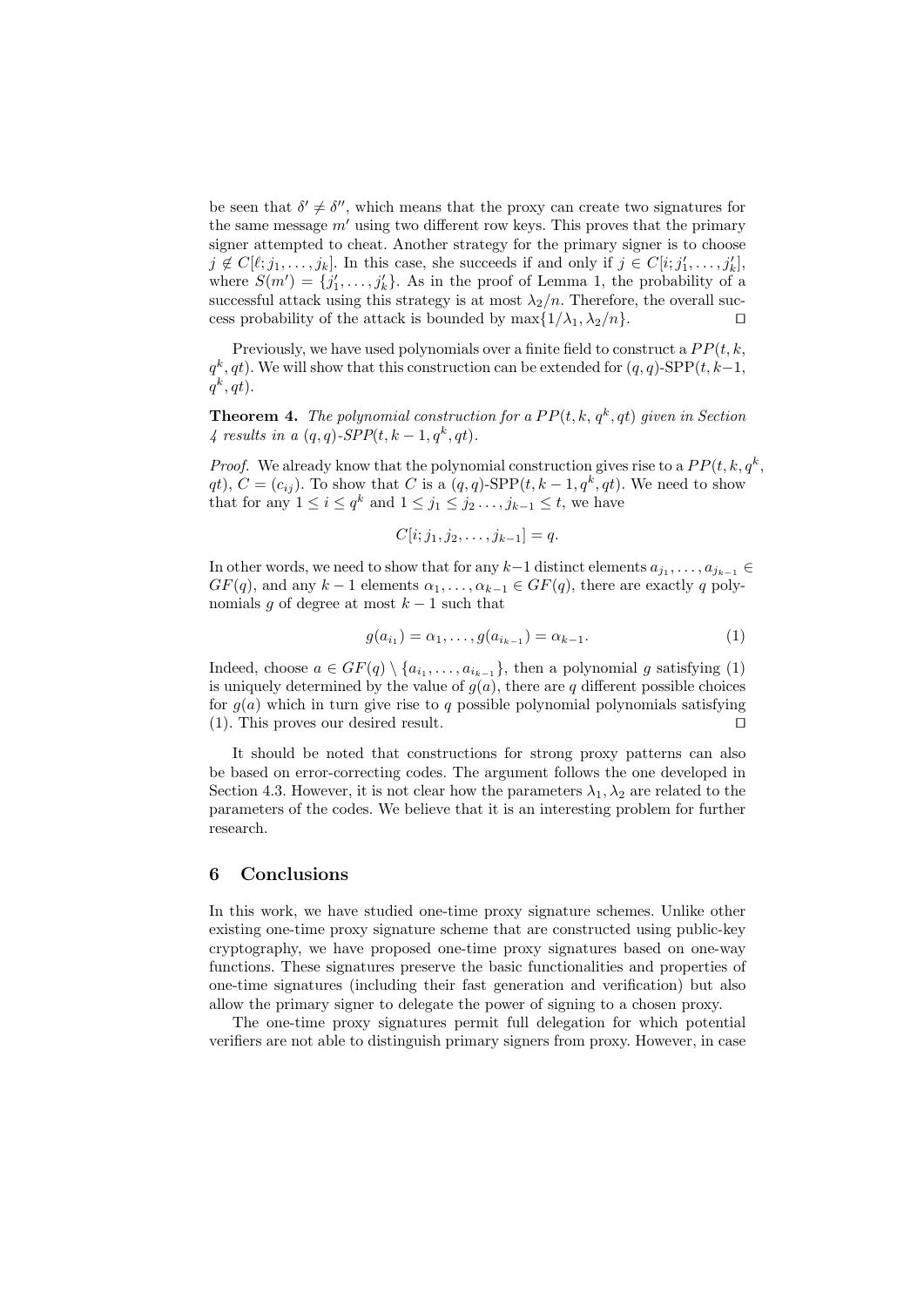be seen that $\delta' \neq \delta''$, which means that the proxy can create two signatures for the same message $m'$ using two different row keys. This proves that the primary signer attempted to cheat. Another strategy for the primary signer is to choose $j \notin C[\ell; j_1, \ldots, j_k]$. In this case, she succeeds if and only if $j \in C[i; j'_1, \ldots, j'_k]$, where $S(m') = \{j'_1, \ldots, j'_k\}$. As in the proof of Lemma 1, the probability of a successful attack using this strategy is at most $\lambda_2/n$. Therefore, the overall success probability of the attack is bounded by $\max\{1/\lambda_1, \lambda_2/n\}$. ⊓⊔

Previously, we have used polynomials over a finite field to construct a $PP(t, k, q^k, qt)$. We will show that this construction can be extended for $(q,q)$-SPP$(t, k-1, q^k, qt)$.

**Theorem 4.** *The polynomial construction for a $PP(t, k, q^k, qt)$ given in Section 4 results in a $(q,q)$-SPP$(t, k-1, q^k, qt)$.*

*Proof.* We already know that the polynomial construction gives rise to a $PP(t, k, q^k, qt)$, $C = (c_{ij})$. To show that $C$ is a $(q,q)$-SPP$(t, k-1, q^k, qt)$. We need to show that for any $1 \leq i \leq q^k$ and $1 \leq j_1 \leq j_2 \ldots, j_{k-1} \leq t$, we have

$$C[i; j_1, j_2, \ldots, j_{k-1}] = q.$$

In other words, we need to show that for any $k-1$ distinct elements $a_{j_1}, \ldots, a_{j_{k-1}} \in GF(q)$, and any $k-1$ elements $\alpha_1, \ldots, \alpha_{k-1} \in GF(q)$, there are exactly $q$ polynomials $g$ of degree at most $k-1$ such that

$$g(a_{i_1}) = \alpha_1, \ldots, g(a_{i_{k-1}}) = \alpha_{k-1}. \tag{1}$$

Indeed, choose $a \in GF(q) \setminus \{a_{i_1}, \ldots, a_{i_{k-1}}\}$, then a polynomial $g$ satisfying (1) is uniquely determined by the value of $g(a)$, there are $q$ different possible choices for $g(a)$ which in turn give rise to $q$ possible polynomial polynomials satisfying (1). This proves our desired result. ⊓⊔

It should be noted that constructions for strong proxy patterns can also be based on error-correcting codes. The argument follows the one developed in Section 4.3. However, it is not clear how the parameters $\lambda_1, \lambda_2$ are related to the parameters of the codes. We believe that it is an interesting problem for further research.

## 6 Conclusions

In this work, we have studied one-time proxy signature schemes. Unlike other existing one-time proxy signature scheme that are constructed using public-key cryptography, we have proposed one-time proxy signatures based on one-way functions. These signatures preserve the basic functionalities and properties of one-time signatures (including their fast generation and verification) but also allow the primary signer to delegate the power of signing to a chosen proxy.

The one-time proxy signatures permit full delegation for which potential verifiers are not able to distinguish primary signers from proxy. However, in case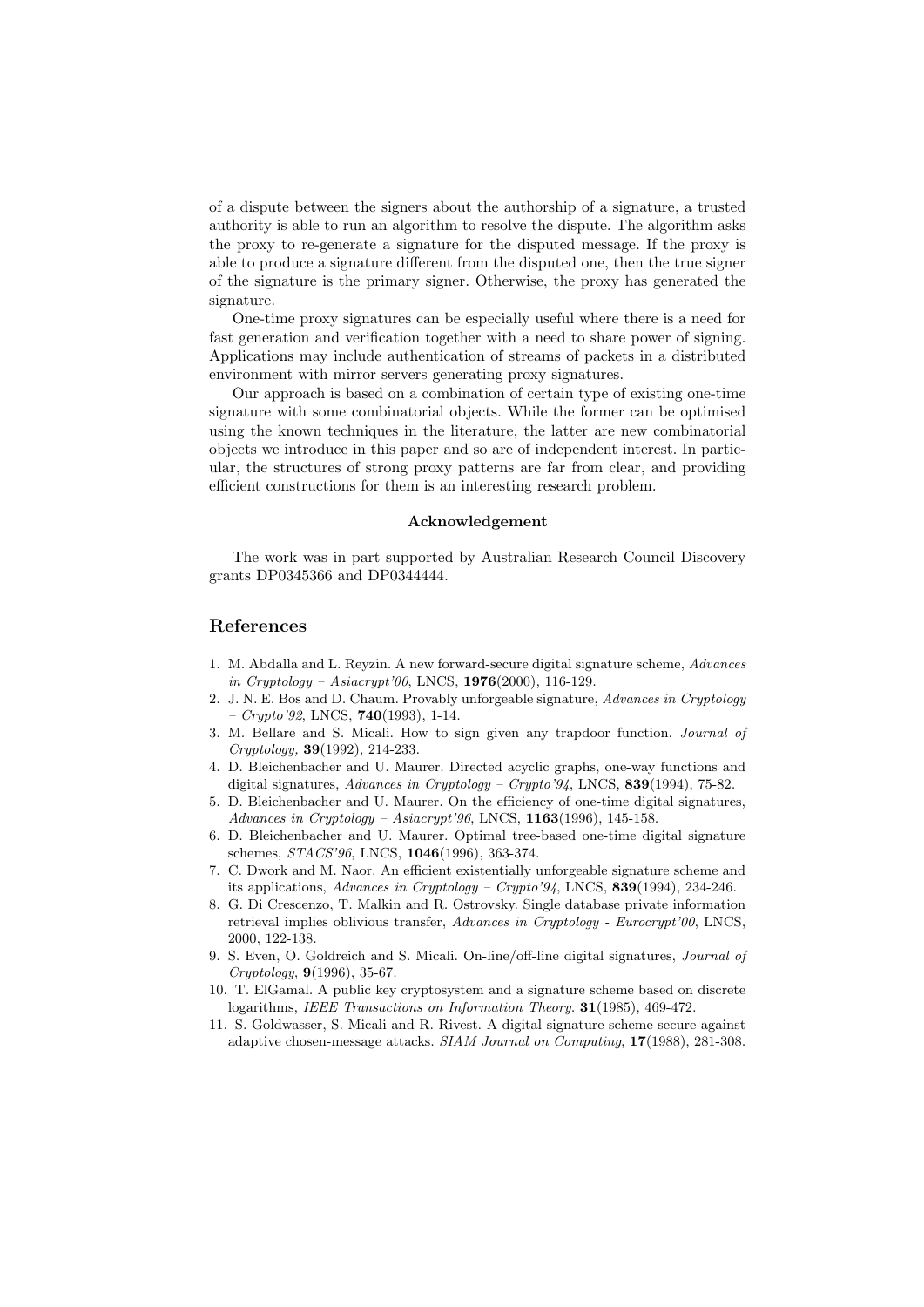of a dispute between the signers about the authorship of a signature, a trusted authority is able to run an algorithm to resolve the dispute. The algorithm asks the proxy to re-generate a signature for the disputed message. If the proxy is able to produce a signature different from the disputed one, then the true signer of the signature is the primary signer. Otherwise, the proxy has generated the signature.

One-time proxy signatures can be especially useful where there is a need for fast generation and verification together with a need to share power of signing. Applications may include authentication of streams of packets in a distributed environment with mirror servers generating proxy signatures.

Our approach is based on a combination of certain type of existing one-time signature with some combinatorial objects. While the former can be optimised using the known techniques in the literature, the latter are new combinatorial objects we introduce in this paper and so are of independent interest. In particular, the structures of strong proxy patterns are far from clear, and providing efficient constructions for them is an interesting research problem.

**Acknowledgement**

The work was in part supported by Australian Research Council Discovery grants DP0345366 and DP0344444.

## References

1. M. Abdalla and L. Reyzin. A new forward-secure digital signature scheme, *Advances in Cryptology – Asiacrypt'00*, LNCS, **1976**(2000), 116-129.
2. J. N. E. Bos and D. Chaum. Provably unforgeable signature, *Advances in Cryptology – Crypto'92*, LNCS, **740**(1993), 1-14.
3. M. Bellare and S. Micali. How to sign given any trapdoor function. *Journal of Cryptology,* **39**(1992), 214-233.
4. D. Bleichenbacher and U. Maurer. Directed acyclic graphs, one-way functions and digital signatures, *Advances in Cryptology – Crypto'94*, LNCS, **839**(1994), 75-82.
5. D. Bleichenbacher and U. Maurer. On the efficiency of one-time digital signatures, *Advances in Cryptology – Asiacrypt'96*, LNCS, **1163**(1996), 145-158.
6. D. Bleichenbacher and U. Maurer. Optimal tree-based one-time digital signature schemes, *STACS'96*, LNCS, **1046**(1996), 363-374.
7. C. Dwork and M. Naor. An efficient existentially unforgeable signature scheme and its applications, *Advances in Cryptology – Crypto'94*, LNCS, **839**(1994), 234-246.
8. G. Di Crescenzo, T. Malkin and R. Ostrovsky. Single database private information retrieval implies oblivious transfer, *Advances in Cryptology - Eurocrypt'00*, LNCS, 2000, 122-138.
9. S. Even, O. Goldreich and S. Micali. On-line/off-line digital signatures, *Journal of Cryptology*, **9**(1996), 35-67.
10. T. ElGamal. A public key cryptosystem and a signature scheme based on discrete logarithms, *IEEE Transactions on Information Theory*. **31**(1985), 469-472.
11. S. Goldwasser, S. Micali and R. Rivest. A digital signature scheme secure against adaptive chosen-message attacks. *SIAM Journal on Computing*, **17**(1988), 281-308.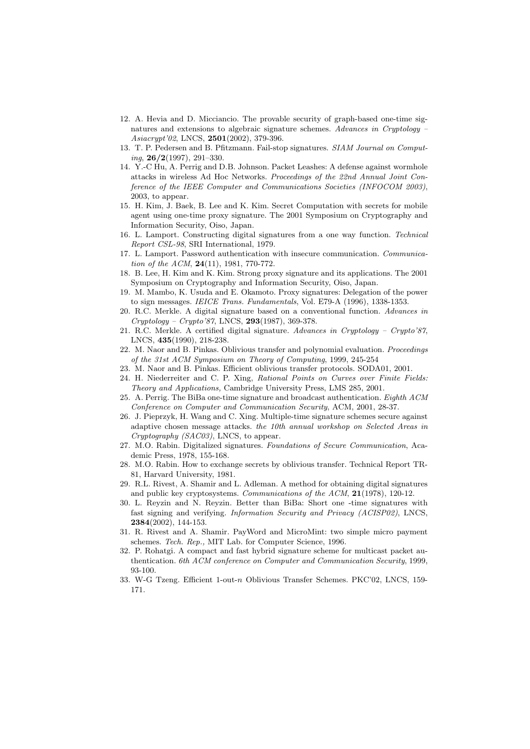12. A. Hevia and D. Micciancio. The provable security of graph-based one-time signatures and extensions to algebraic signature schemes. *Advances in Cryptology – Asiacrypt'02*, LNCS, **2501**(2002), 379-396.
13. T. P. Pedersen and B. Pfitzmann. Fail-stop signatures. *SIAM Journal on Computing*, **26/2**(1997), 291–330.
14. Y.-C Hu, A. Perrig and D.B. Johnson. Packet Leashes: A defense against wormhole attacks in wireless Ad Hoc Networks. *Proceedings of the 22nd Annual Joint Conference of the IEEE Computer and Communications Societies (INFOCOM 2003)*, 2003, to appear.
15. H. Kim, J. Baek, B. Lee and K. Kim. Secret Computation with secrets for mobile agent using one-time proxy signature. The 2001 Symposium on Cryptography and Information Security, Oiso, Japan.
16. L. Lamport. Constructing digital signatures from a one way function. *Technical Report CSL-98*, SRI International, 1979.
17. L. Lamport. Password authentication with insecure communication. *Communication of the ACM*, **24**(11), 1981, 770-772.
18. B. Lee, H. Kim and K. Kim. Strong proxy signature and its applications. The 2001 Symposium on Cryptography and Information Security, Oiso, Japan.
19. M. Mambo, K. Usuda and E. Okamoto. Proxy signatures: Delegation of the power to sign messages. *IEICE Trans. Fundamentals*, Vol. E79-A (1996), 1338-1353.
20. R.C. Merkle. A digital signature based on a conventional function. *Advances in Cryptology – Crypto'87*, LNCS, **293**(1987), 369-378.
21. R.C. Merkle. A certified digital signature. *Advances in Cryptology – Crypto'87*, LNCS, **435**(1990), 218-238.
22. M. Naor and B. Pinkas. Oblivious transfer and polynomial evaluation. *Proceedings of the 31st ACM Symposium on Theory of Computing*, 1999, 245-254
23. M. Naor and B. Pinkas. Efficient oblivious transfer protocols. SODA01, 2001.
24. H. Niederreiter and C. P. Xing, *Rational Points on Curves over Finite Fields: Theory and Applications,* Cambridge University Press, LMS 285, 2001.
25. A. Perrig. The BiBa one-time signature and broadcast authentication. *Eighth ACM Conference on Computer and Communication Security*, ACM, 2001, 28-37.
26. J. Pieprzyk, H. Wang and C. Xing. Multiple-time signature schemes secure against adaptive chosen message attacks. *the 10th annual workshop on Selected Areas in Cryptography (SAC03)*, LNCS, to appear.
27. M.O. Rabin. Digitalized signatures. *Foundations of Secure Communication*, Academic Press, 1978, 155-168.
28. M.O. Rabin. How to exchange secrets by oblivious transfer. Technical Report TR-81, Harvard University, 1981.
29. R.L. Rivest, A. Shamir and L. Adleman. A method for obtaining digital signatures and public key cryptosystems. *Communications of the ACM*, **21**(1978), 120-12.
30. L. Reyzin and N. Reyzin. Better than BiBa: Short one -time signatures with fast signing and verifying. *Information Security and Privacy (ACISP02)*, LNCS, **2384**(2002), 144-153.
31. R. Rivest and A. Shamir. PayWord and MicroMint: two simple micro payment schemes. *Tech. Rep.,* MIT Lab. for Computer Science, 1996.
32. P. Rohatgi. A compact and fast hybrid signature scheme for multicast packet authentication. *6th ACM conference on Computer and Communication Security*, 1999, 93-100.
33. W-G Tzeng. Efficient 1-out-$n$ Oblivious Transfer Schemes. PKC'02, LNCS, 159-171.